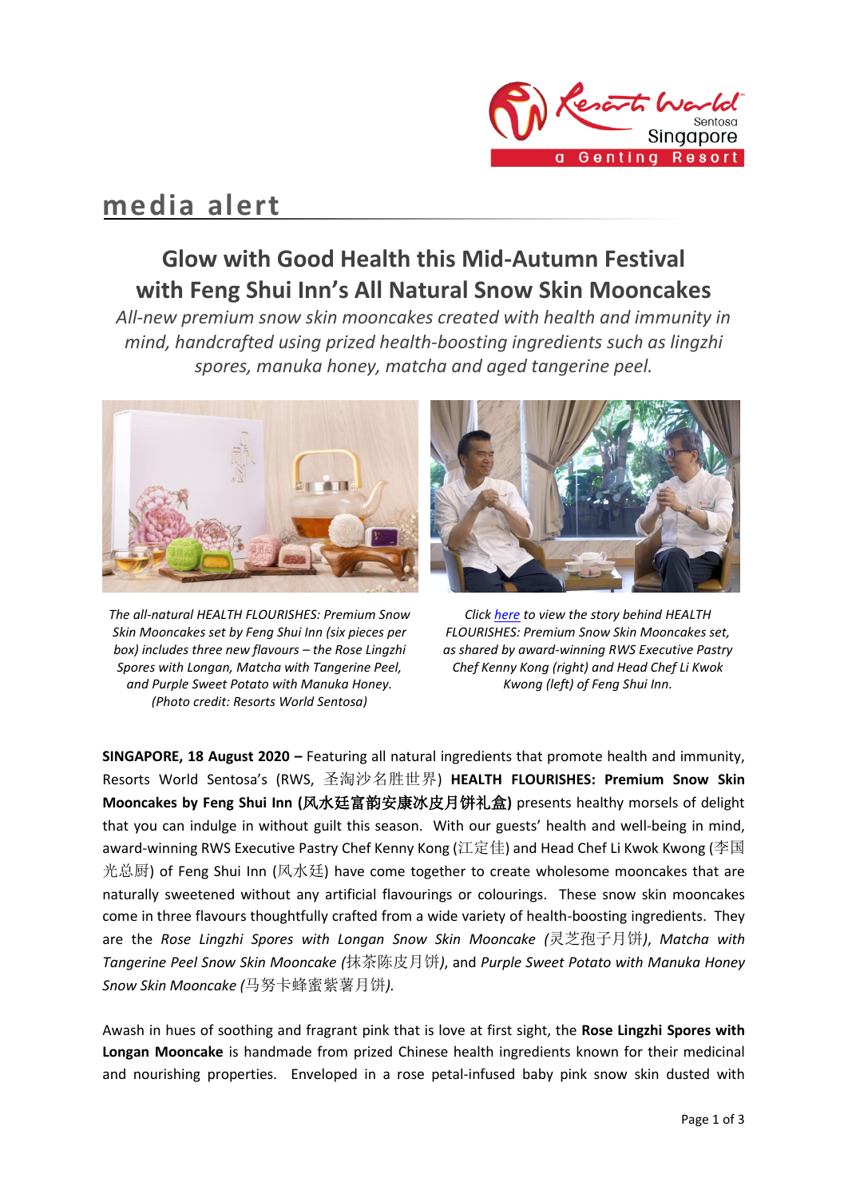media alert

# Glow with Good Health this Mid-Autumn Festival with Feng Shui Inn's All Natural Snow Skin Mooncakes

*All-new premium snow skin mooncakes created with health and immunity in mind, handcrafted using prized health-boosting ingredients such as lingzhi spores, manuka honey, matcha and aged tangerine peel.*

*The all-natural HEALTH FLOURISHES: Premium Snow Skin Mooncakes set by Feng Shui Inn (six pieces per box) includes three new flavours – the Rose Lingzhi Spores with Longan, Matcha with Tangerine Peel, and Purple Sweet Potato with Manuka Honey. (Photo credit: Resorts World Sentosa)*

*Click here to view the story behind HEALTH FLOURISHES: Premium Snow Skin Mooncakes set, as shared by award-winning RWS Executive Pastry Chef Kenny Kong (right) and Head Chef Li Kwok Kwong (left) of Feng Shui Inn.*

**SINGAPORE, 18 August 2020 –** Featuring all natural ingredients that promote health and immunity, Resorts World Sentosa's (RWS, 圣淘沙名胜世界) **HEALTH FLOURISHES: Premium Snow Skin Mooncakes by Feng Shui Inn (风水廷富韵安康冰皮月饼礼盒)** presents healthy morsels of delight that you can indulge in without guilt this season. With our guests' health and well-being in mind, award-winning RWS Executive Pastry Chef Kenny Kong (江定佳) and Head Chef Li Kwok Kwong (李国光总厨) of Feng Shui Inn (风水廷) have come together to create wholesome mooncakes that are naturally sweetened without any artificial flavourings or colourings. These snow skin mooncakes come in three flavours thoughtfully crafted from a wide variety of health-boosting ingredients. They are the *Rose Lingzhi Spores with Longan Snow Skin Mooncake (灵芝孢子月饼)*, *Matcha with Tangerine Peel Snow Skin Mooncake (抹茶陈皮月饼)*, and *Purple Sweet Potato with Manuka Honey Snow Skin Mooncake (马努卡蜂蜜紫薯月饼).*

Awash in hues of soothing and fragrant pink that is love at first sight, the **Rose Lingzhi Spores with Longan Mooncake** is handmade from prized Chinese health ingredients known for their medicinal and nourishing properties. Enveloped in a rose petal-infused baby pink snow skin dusted with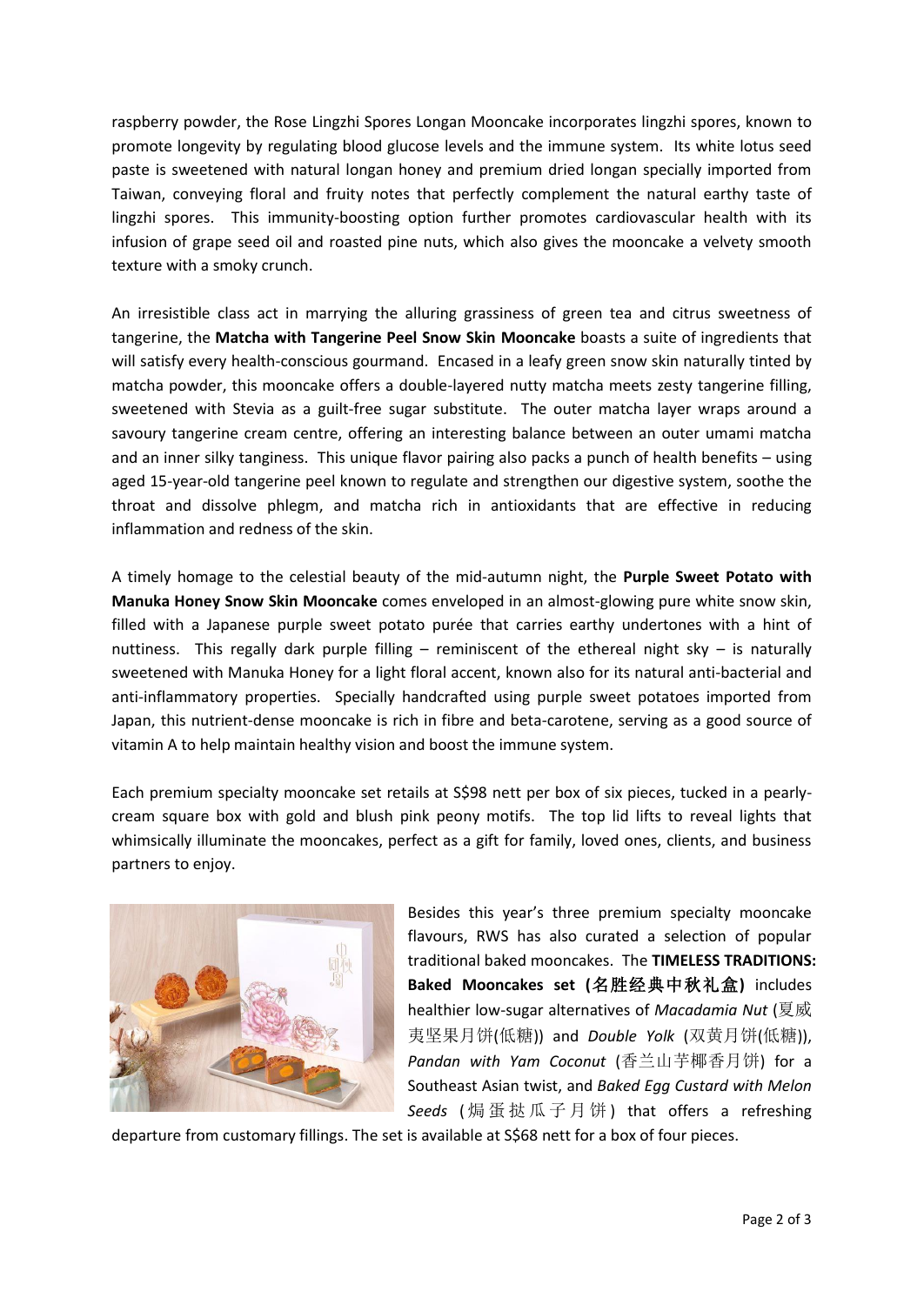raspberry powder, the Rose Lingzhi Spores Longan Mooncake incorporates lingzhi spores, known to promote longevity by regulating blood glucose levels and the immune system. Its white lotus seed paste is sweetened with natural longan honey and premium dried longan specially imported from Taiwan, conveying floral and fruity notes that perfectly complement the natural earthy taste of lingzhi spores. This immunity-boosting option further promotes cardiovascular health with its infusion of grape seed oil and roasted pine nuts, which also gives the mooncake a velvety smooth texture with a smoky crunch.

An irresistible class act in marrying the alluring grassiness of green tea and citrus sweetness of tangerine, the **Matcha with Tangerine Peel Snow Skin Mooncake** boasts a suite of ingredients that will satisfy every health-conscious gourmand. Encased in a leafy green snow skin naturally tinted by matcha powder, this mooncake offers a double-layered nutty matcha meets zesty tangerine filling, sweetened with Stevia as a guilt-free sugar substitute. The outer matcha layer wraps around a savoury tangerine cream centre, offering an interesting balance between an outer umami matcha and an inner silky tanginess. This unique flavor pairing also packs a punch of health benefits – using aged 15-year-old tangerine peel known to regulate and strengthen our digestive system, soothe the throat and dissolve phlegm, and matcha rich in antioxidants that are effective in reducing inflammation and redness of the skin.

A timely homage to the celestial beauty of the mid-autumn night, the **Purple Sweet Potato with Manuka Honey Snow Skin Mooncake** comes enveloped in an almost-glowing pure white snow skin, filled with a Japanese purple sweet potato purée that carries earthy undertones with a hint of nuttiness. This regally dark purple filling – reminiscent of the ethereal night sky – is naturally sweetened with Manuka Honey for a light floral accent, known also for its natural anti-bacterial and anti-inflammatory properties. Specially handcrafted using purple sweet potatoes imported from Japan, this nutrient-dense mooncake is rich in fibre and beta-carotene, serving as a good source of vitamin A to help maintain healthy vision and boost the immune system.

Each premium specialty mooncake set retails at S$98 nett per box of six pieces, tucked in a pearly-cream square box with gold and blush pink peony motifs. The top lid lifts to reveal lights that whimsically illuminate the mooncakes, perfect as a gift for family, loved ones, clients, and business partners to enjoy.

Besides this year's three premium specialty mooncake flavours, RWS has also curated a selection of popular traditional baked mooncakes. The **TIMELESS TRADITIONS: Baked Mooncakes set (名胜经典中秋礼盒)** includes healthier low-sugar alternatives of *Macadamia Nut* (夏威夷坚果月饼(低糖)) and *Double Yolk* (双黄月饼(低糖)), *Pandan with Yam Coconut* (香兰山芋椰香月饼) for a Southeast Asian twist, and *Baked Egg Custard with Melon Seeds* (焗蛋挞瓜子月饼) that offers a refreshing departure from customary fillings. The set is available at S$68 nett for a box of four pieces.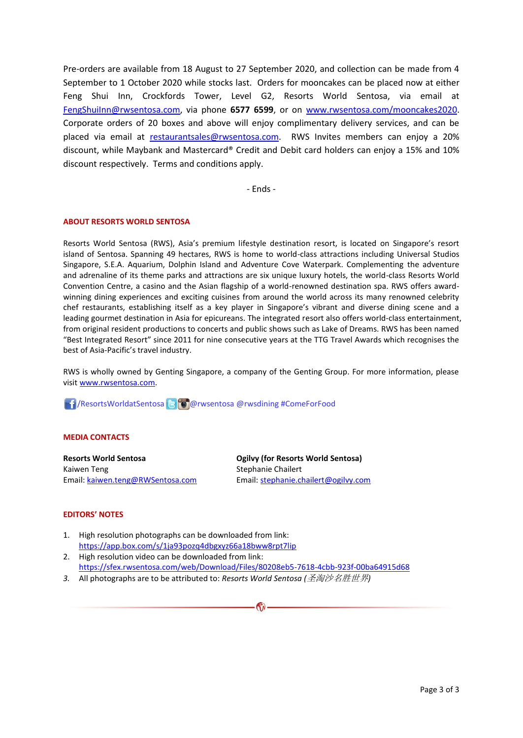Pre-orders are available from 18 August to 27 September 2020, and collection can be made from 4 September to 1 October 2020 while stocks last. Orders for mooncakes can be placed now at either Feng Shui Inn, Crockfords Tower, Level G2, Resorts World Sentosa, via email at FengShuiInn@rwsentosa.com, via phone **6577 6599**, or on www.rwsentosa.com/mooncakes2020. Corporate orders of 20 boxes and above will enjoy complimentary delivery services, and can be placed via email at restaurantsales@rwsentosa.com. RWS Invites members can enjoy a 20% discount, while Maybank and Mastercard® Credit and Debit card holders can enjoy a 15% and 10% discount respectively. Terms and conditions apply.

- Ends -

## ABOUT RESORTS WORLD SENTOSA

Resorts World Sentosa (RWS), Asia's premium lifestyle destination resort, is located on Singapore's resort island of Sentosa. Spanning 49 hectares, RWS is home to world-class attractions including Universal Studios Singapore, S.E.A. Aquarium, Dolphin Island and Adventure Cove Waterpark. Complementing the adventure and adrenaline of its theme parks and attractions are six unique luxury hotels, the world-class Resorts World Convention Centre, a casino and the Asian flagship of a world-renowned destination spa. RWS offers award-winning dining experiences and exciting cuisines from around the world across its many renowned celebrity chef restaurants, establishing itself as a key player in Singapore's vibrant and diverse dining scene and a leading gourmet destination in Asia for epicureans. The integrated resort also offers world-class entertainment, from original resident productions to concerts and public shows such as Lake of Dreams. RWS has been named "Best Integrated Resort" since 2011 for nine consecutive years at the TTG Travel Awards which recognises the best of Asia-Pacific's travel industry.

RWS is wholly owned by Genting Singapore, a company of the Genting Group. For more information, please visit www.rwsentosa.com.

/ResortsWorldatSentosa @rwsentosa @rwsdining #ComeForFood

## MEDIA CONTACTS

**Resorts World Sentosa**
Kaiwen Teng
Email: kaiwen.teng@RWSentosa.com

**Ogilvy (for Resorts World Sentosa)**
Stephanie Chailert
Email: stephanie.chailert@ogilvy.com

## EDITORS' NOTES

1. High resolution photographs can be downloaded from link: https://app.box.com/s/1ja93pozq4dbgxyz66a18bww8rpt7lip
2. High resolution video can be downloaded from link: https://sfex.rwsentosa.com/web/Download/Files/80208eb5-7618-4cbb-923f-00ba64915d68
3. All photographs are to be attributed to: *Resorts World Sentosa (圣淘沙名胜世界)*